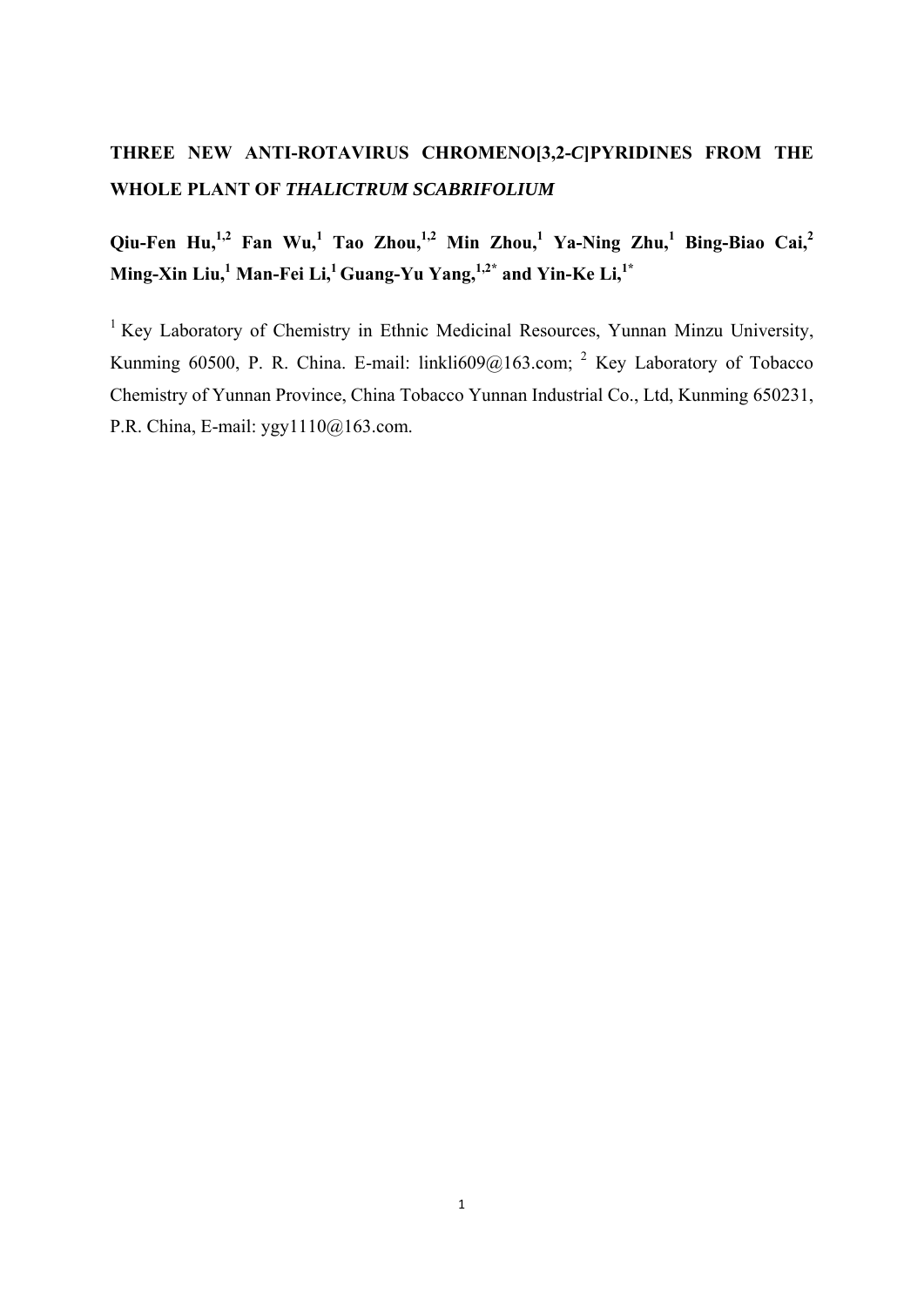# THREE NEW ANTI-ROTAVIRUS CHROMENO[3,2-*C*]PYRIDINES FROM THE WHOLE PLANT OF *THALICTRUM SCABRIFOLIUM*

**Qiu-Fen Hu,[1,2] Fan Wu,[1] Tao Zhou,[1,2] Min Zhou,[1] Ya-Ning Zhu,[1] Bing-Biao Cai,[2] Ming-Xin Liu,[1] Man-Fei Li,[1] Guang-Yu Yang,[1,2*] and Yin-Ke Li,[1*]**

[1] Key Laboratory of Chemistry in Ethnic Medicinal Resources, Yunnan Minzu University, Kunming 60500, P. R. China. E-mail: linkli609@163.com; [2] Key Laboratory of Tobacco Chemistry of Yunnan Province, China Tobacco Yunnan Industrial Co., Ltd, Kunming 650231, P.R. China, E-mail: ygy1110@163.com.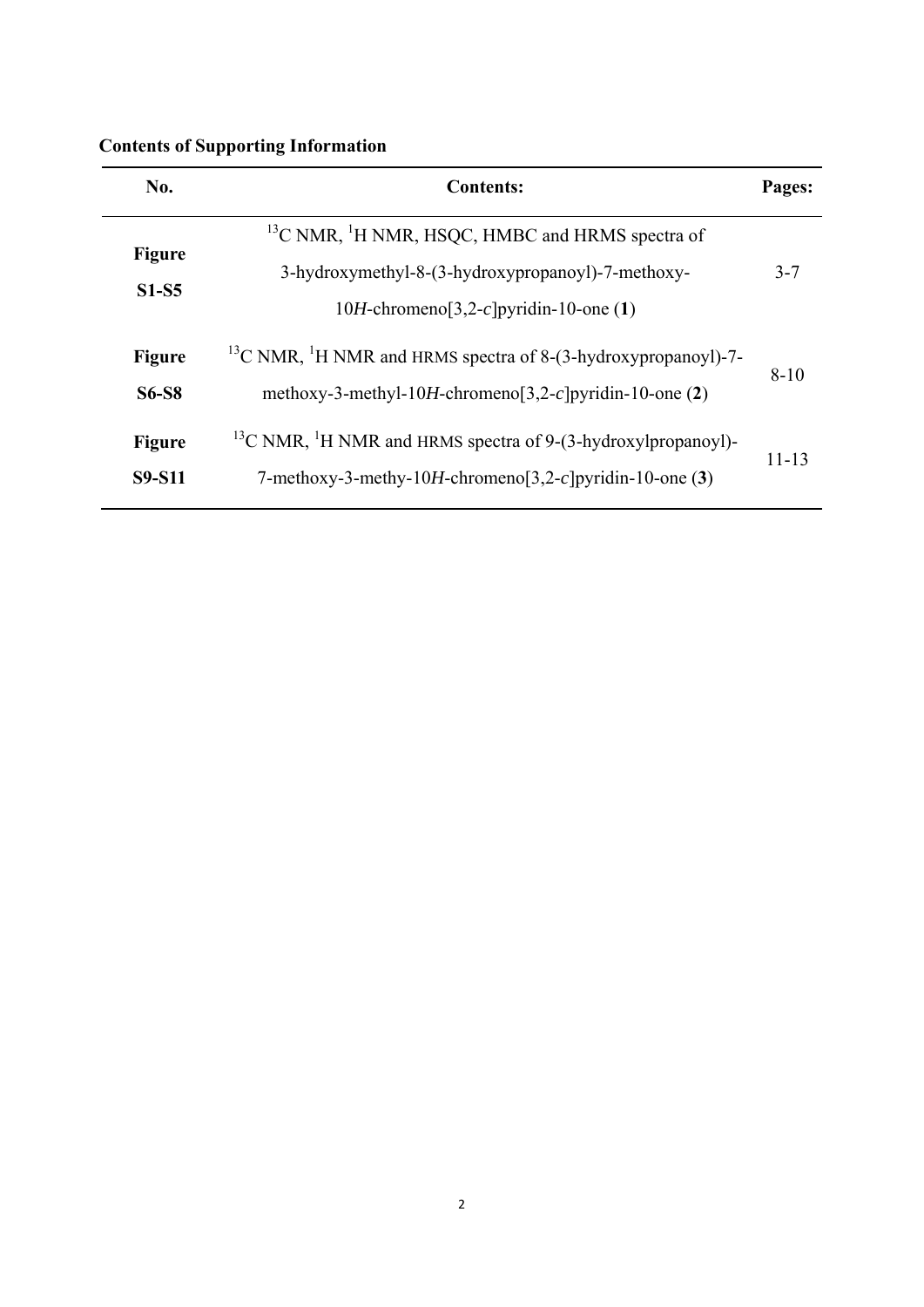**Contents of Supporting Information**

| No. | Contents: | Pages: |
| --- | --- | --- |
| **Figure S1-S5** | $^{13}C$ NMR, $^{1}H$ NMR, HSQC, HMBC and HRMS spectra of 3-hydroxymethyl-8-(3-hydroxypropanoyl)-7-methoxy-10*H*-chromeno[3,2-*c*]pyridin-10-one (**1**) | 3-7 |
| **Figure S6-S8** | $^{13}C$ NMR, $^{1}H$ NMR and HRMS spectra of 8-(3-hydroxypropanoyl)-7-methoxy-3-methyl-10*H*-chromeno[3,2-*c*]pyridin-10-one (**2**) | 8-10 |
| **Figure S9-S11** | $^{13}C$ NMR, $^{1}H$ NMR and HRMS spectra of 9-(3-hydroxylpropanoyl)-7-methoxy-3-methy-10*H*-chromeno[3,2-*c*]pyridin-10-one (**3**) | 11-13 |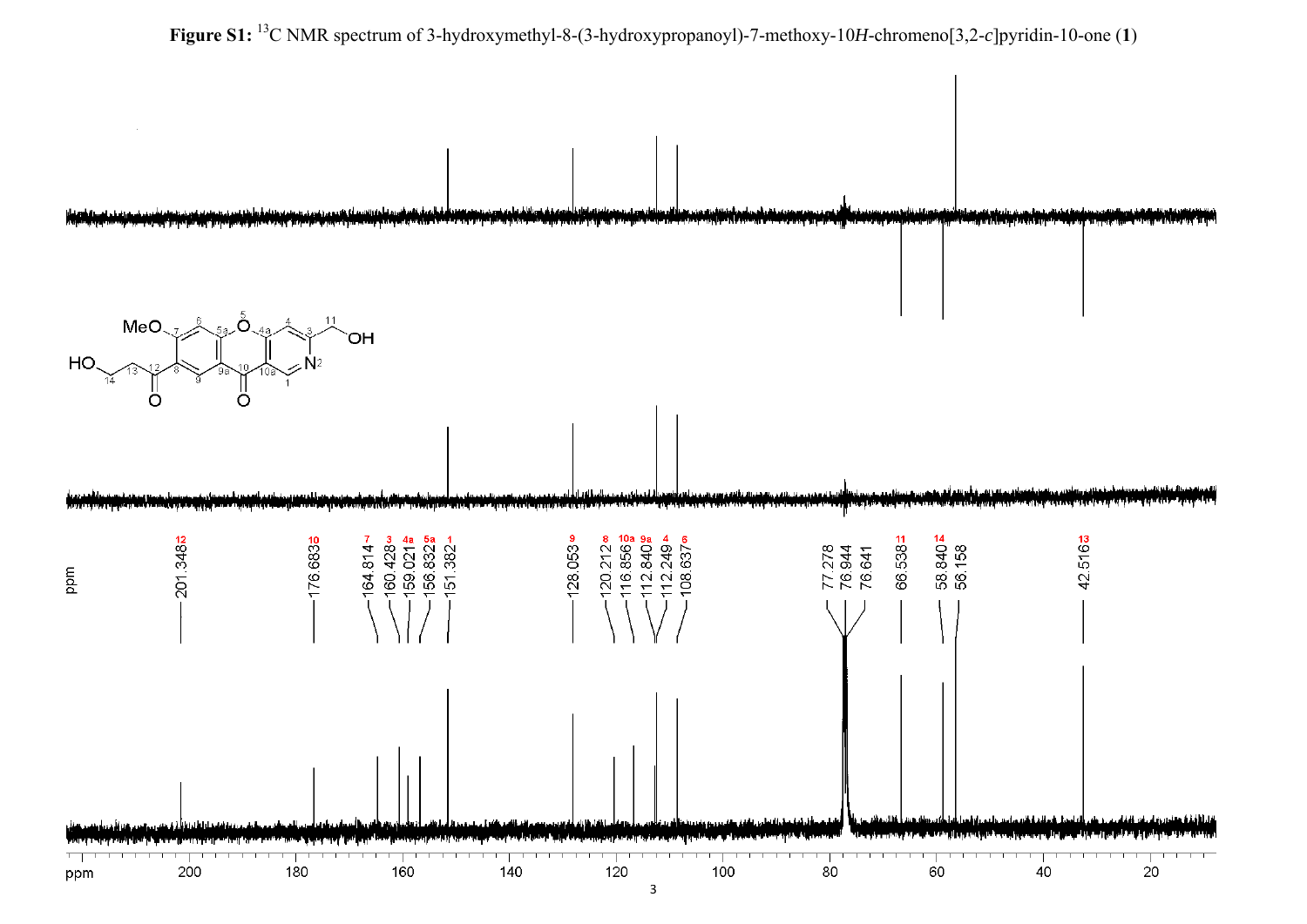**Figure S1:** $^{13}$C NMR spectrum of 3-hydroxymethyl-8-(3-hydroxypropanoyl)-7-methoxy-10*H*-chromeno[3,2-*c*]pyridin-10-one (**1**)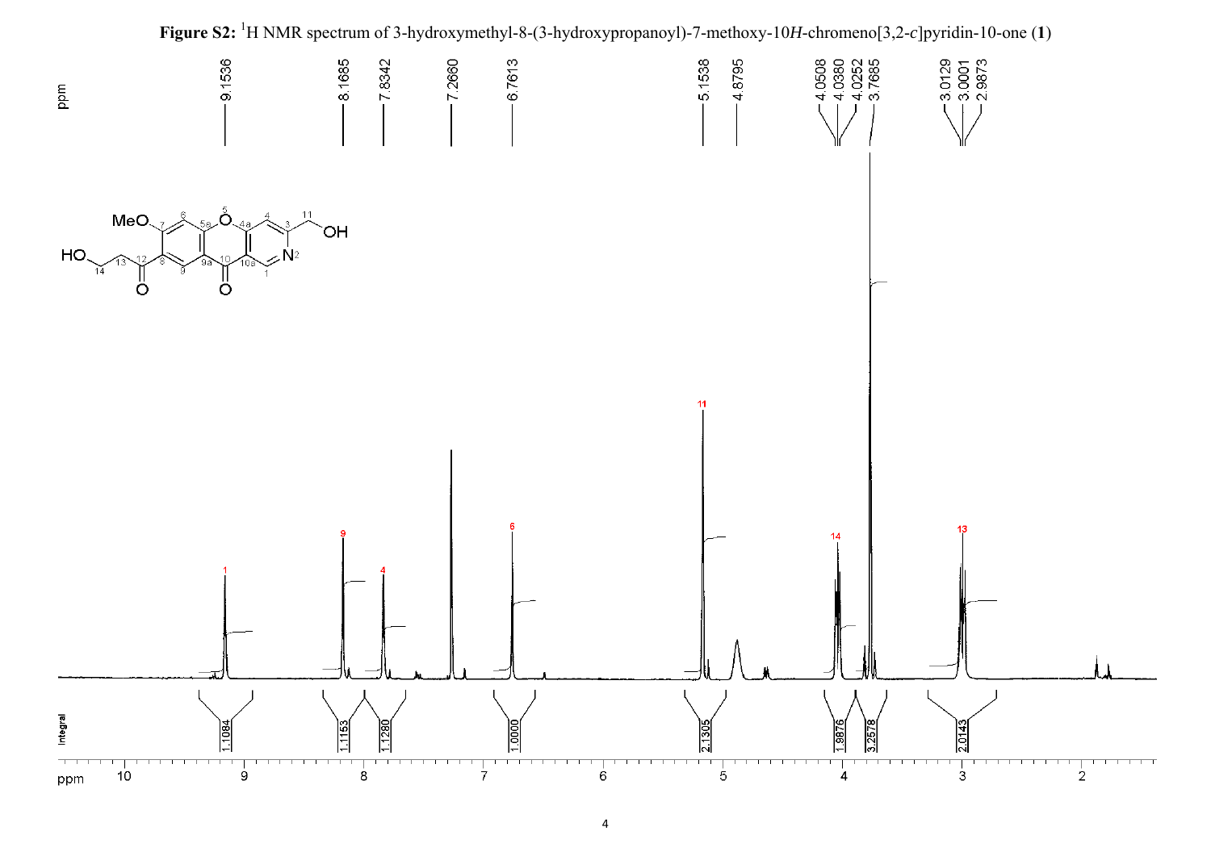**Figure S2:** $^1$H NMR spectrum of 3-hydroxymethyl-8-(3-hydroxypropanoyl)-7-methoxy-10*H*-chromeno[3,2-*c*]pyridin-10-one (**1**)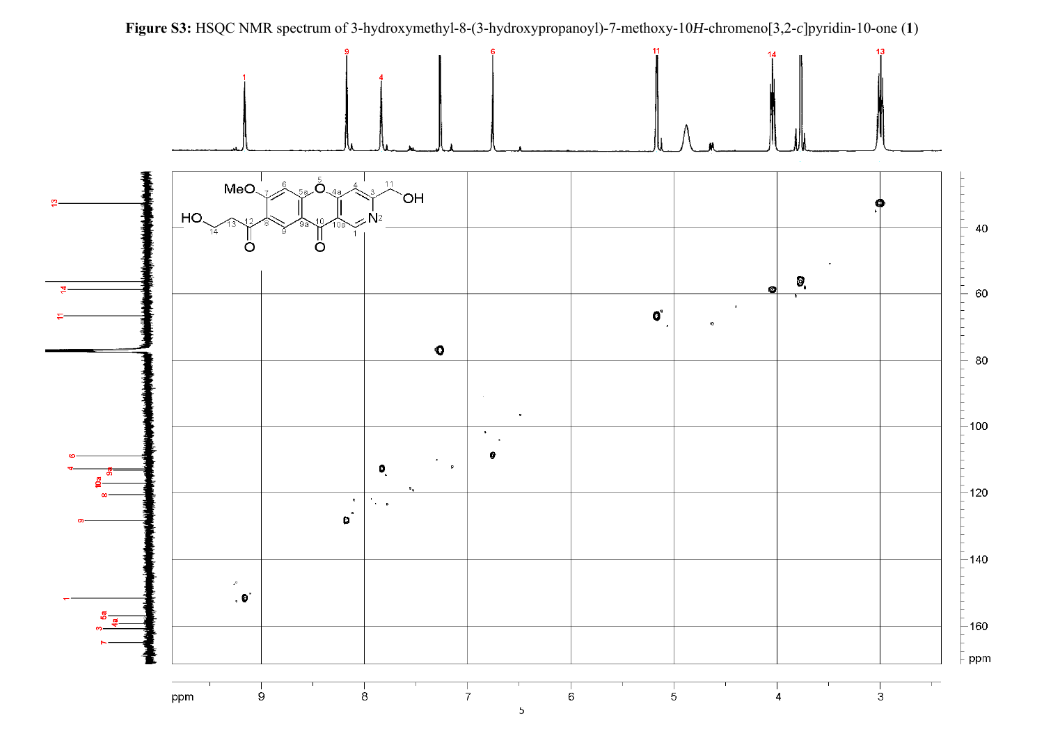**Figure S3:** HSQC NMR spectrum of 3-hydroxymethyl-8-(3-hydroxypropanoyl)-7-methoxy-10*H*-chromeno[3,2-*c*]pyridin-10-one (**1**)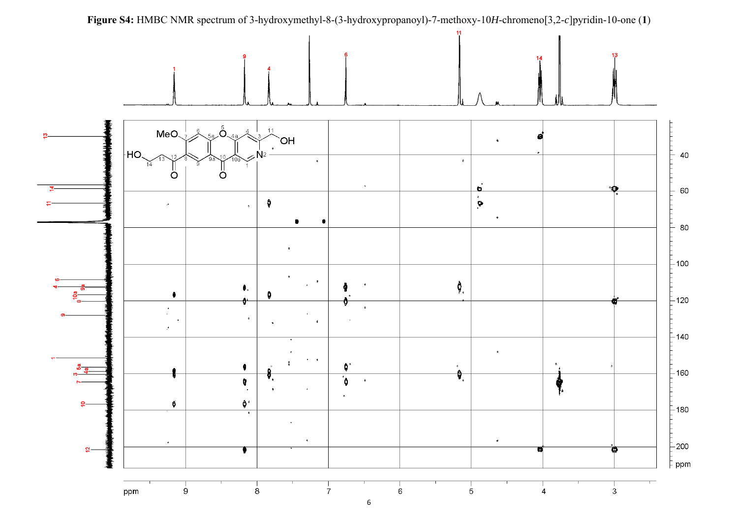**Figure S4:** HMBC NMR spectrum of 3-hydroxymethyl-8-(3-hydroxypropanoyl)-7-methoxy-10*H*-chromeno[3,2-*c*]pyridin-10-one (**1**)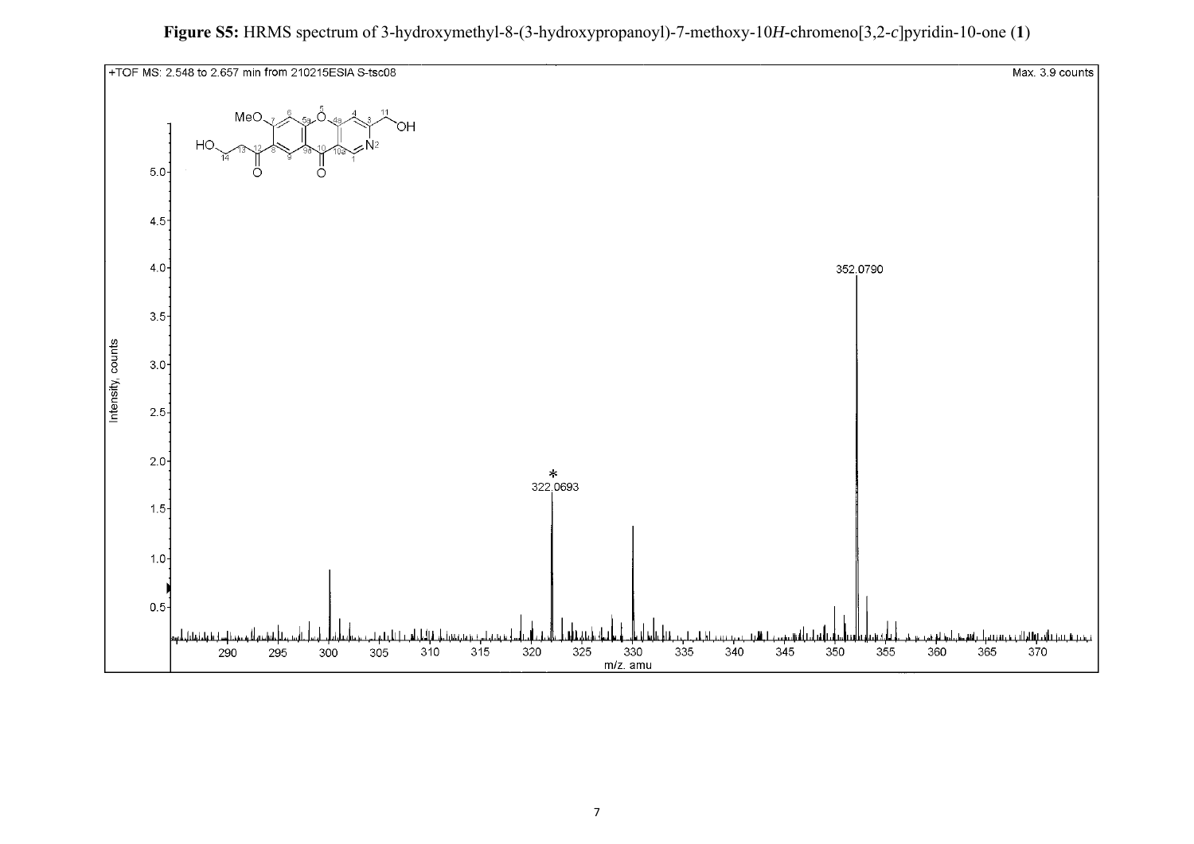**Figure S5:** HRMS spectrum of 3-hydroxymethyl-8-(3-hydroxypropanoyl)-7-methoxy-10*H*-chromeno[3,2-*c*]pyridin-10-one (**1**)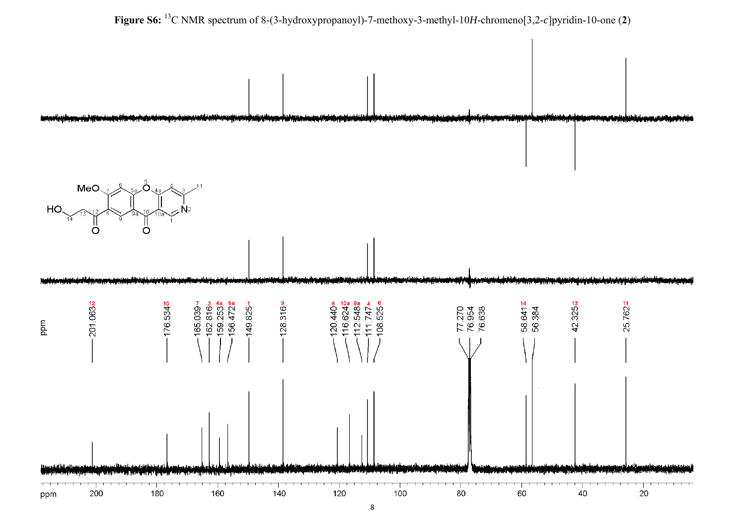**Figure S6:** $^{13}$C NMR spectrum of 8-(3-hydroxypropanoyl)-7-methoxy-3-methyl-10*H*-chromeno[3,2-*c*]pyridin-10-one (**2**)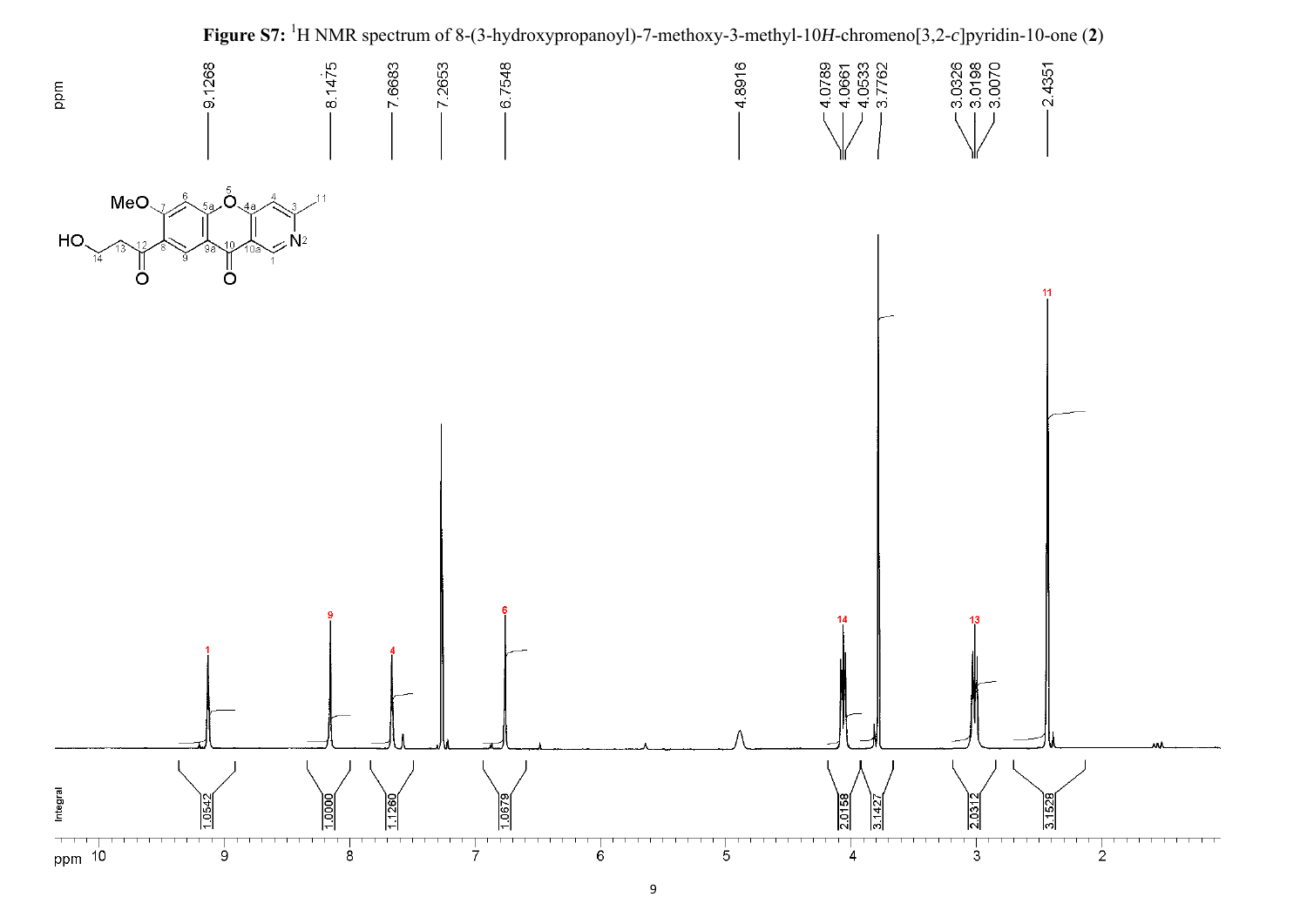**Figure S7:** $^1$H NMR spectrum of 8-(3-hydroxypropanoyl)-7-methoxy-3-methyl-10*H*-chromeno[3,2-*c*]pyridin-10-one (**2**)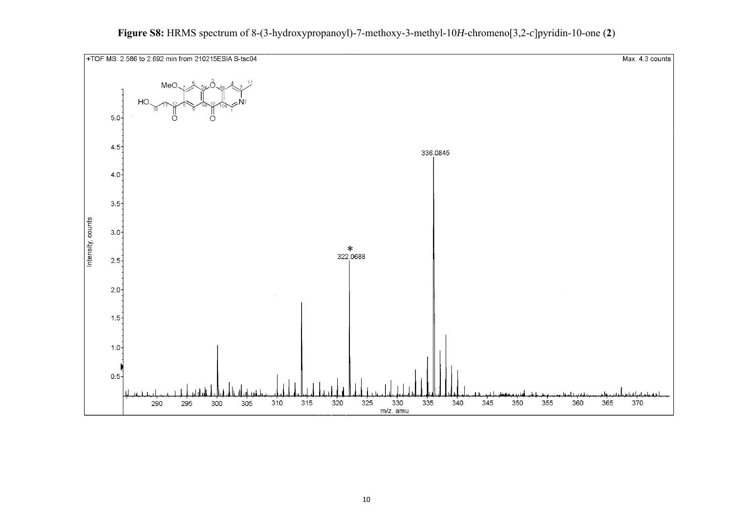**Figure S8:** HRMS spectrum of 8-(3-hydroxypropanoyl)-7-methoxy-3-methyl-10*H*-chromeno[3,2-*c*]pyridin-10-one (**2**)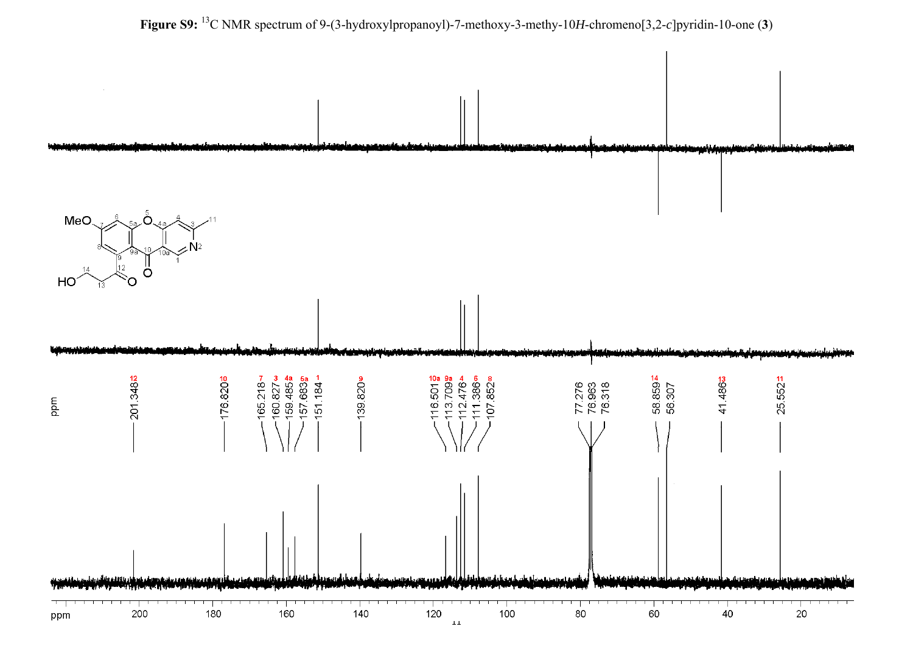**Figure S9:** $^{13}$C NMR spectrum of 9-(3-hydroxylpropanoyl)-7-methoxy-3-methy-10*H*-chromeno[3,2-*c*]pyridin-10-one (**3**)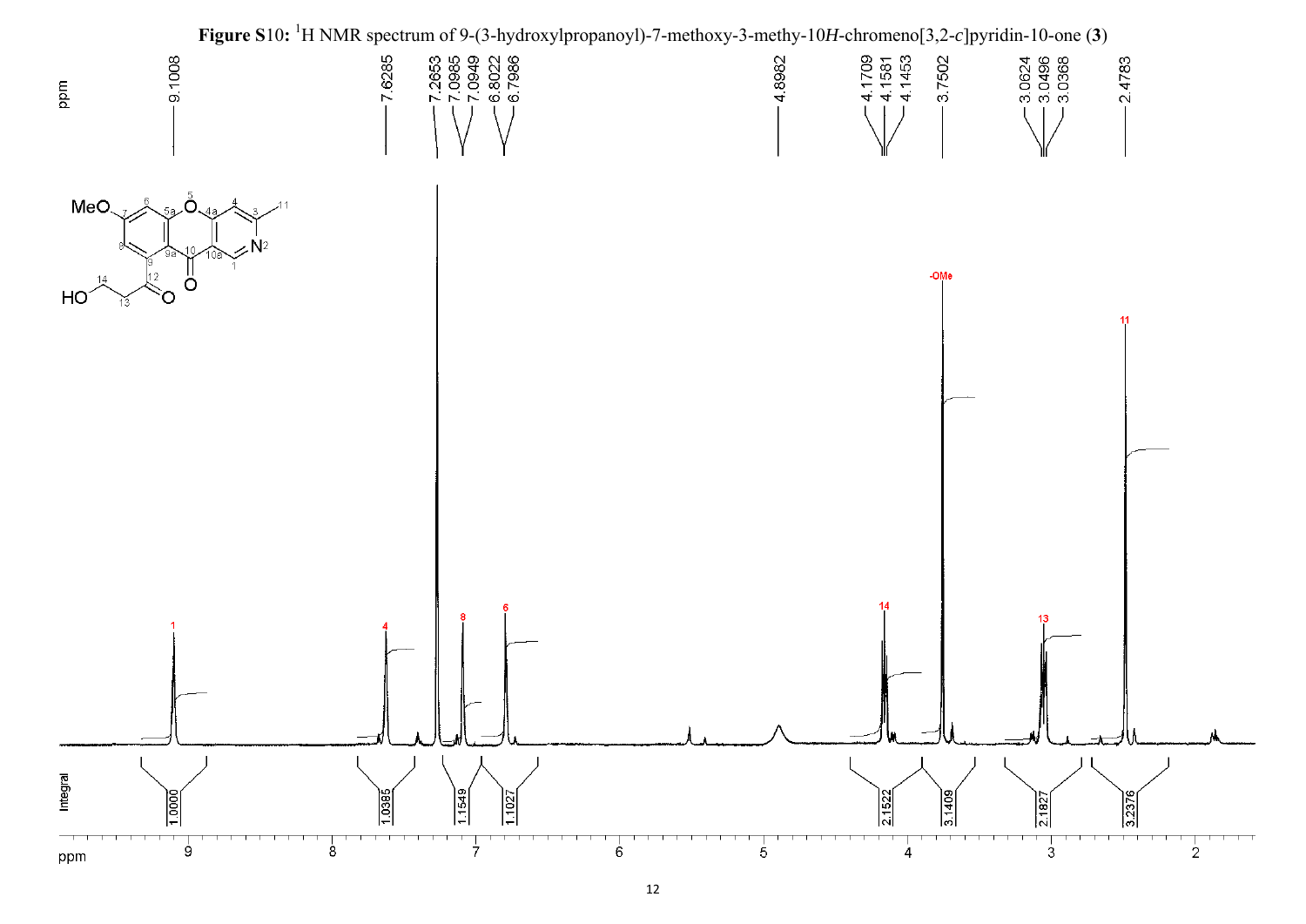**Figure S10:** $^{1}$H NMR spectrum of 9-(3-hydroxylpropanoyl)-7-methoxy-3-methy-10*H*-chromeno[3,2-*c*]pyridin-10-one (**3**)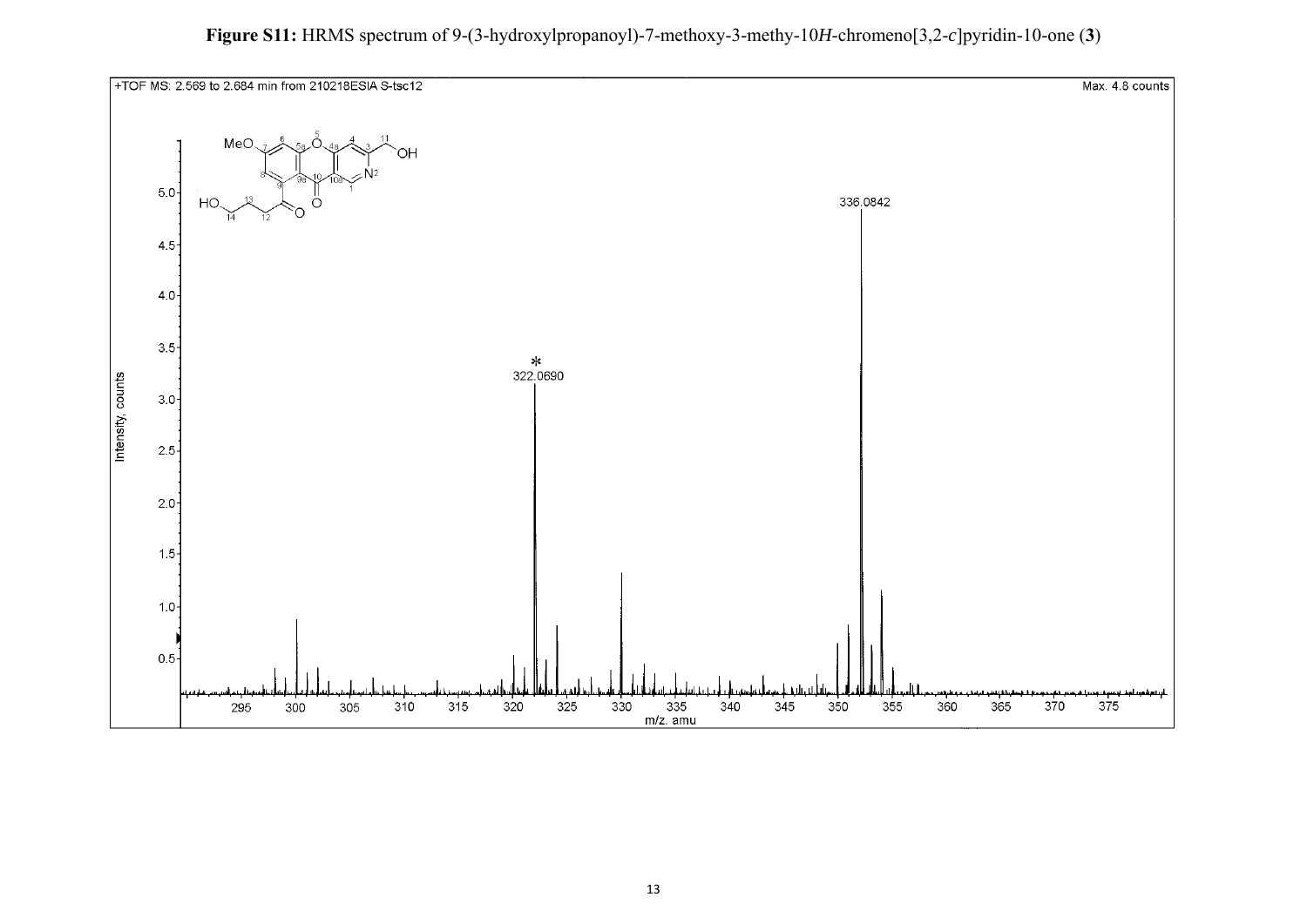**Figure S11:** HRMS spectrum of 9-(3-hydroxylpropanoyl)-7-methoxy-3-methy-10*H*-chromeno[3,2-*c*]pyridin-10-one (**3**)

+TOF MS: 2.569 to 2.684 min from 210218ESIA S-tsc12

Max. 4.8 counts

336.0842

*
322.0690

Intensity, counts

m/z, amu